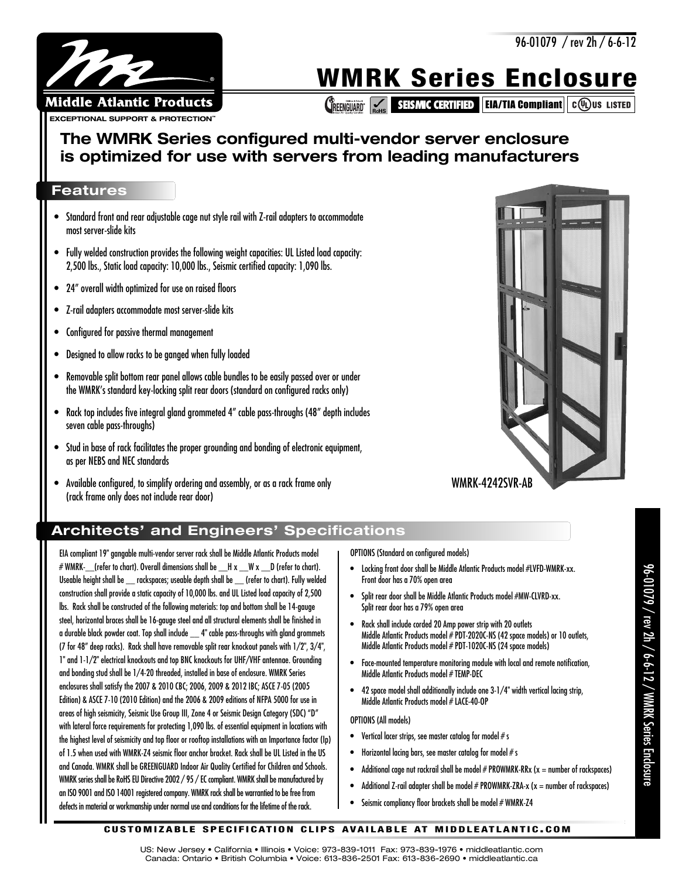96-01079 / rev 2h / 6-6-12

Middle Atlantic Products

EXCEPTIONAL SUPPORT & PROTECTION™

# WMRK Series Enclosure

GREENGUARD | RoHS | SEISMIC CERTIFIED | EIA/TIA Compliant | c UL us LISTED

## The WMRK Series configured multi-vendor server enclosure is optimized for use with servers from leading manufacturers

## Features

- Standard front and rear adjustable cage nut style rail with Z-rail adapters to accommodate most server-slide kits
- Fully welded construction provides the following weight capacities: UL Listed load capacity: 2,500 lbs., Static load capacity: 10,000 lbs., Seismic certified capacity: 1,090 lbs.
- 24" overall width optimized for use on raised floors
- Z-rail adapters accommodate most server-slide kits
- Configured for passive thermal management
- Designed to allow racks to be ganged when fully loaded
- Removable split bottom rear panel allows cable bundles to be easily passed over or under the WMRK's standard key-locking split rear doors (standard on configured racks only)
- Rack top includes five integral gland grommeted 4" cable pass-throughs (48" depth includes seven cable pass-throughs)
- Stud in base of rack facilitates the proper grounding and bonding of electronic equipment, as per NEBS and NEC standards
- Available configured, to simplify ordering and assembly, or as a rack frame only (rack frame only does not include rear door)

WMRK-4242SVR-AB

## Architects' and Engineers' Specifications

EIA compliant 19" gangable multi-vendor server rack shall be Middle Atlantic Products model # WMRK-__(refer to chart). Overall dimensions shall be __H x __W x __D (refer to chart). Useable height shall be __ rackspaces; useable depth shall be __ (refer to chart). Fully welded construction shall provide a static capacity of 10,000 lbs. and UL Listed load capacity of 2,500 lbs. Rack shall be constructed of the following materials: top and bottom shall be 14-gauge steel, horizontal braces shall be 16-gauge steel and all structural elements shall be finished in a durable black powder coat. Top shall include __ 4" cable pass-throughs with gland grommets (7 for 48" deep racks). Rack shall have removable split rear knockout panels with 1/2", 3/4", 1" and 1-1/2" electrical knockouts and top BNC knockouts for UHF/VHF antennae. Grounding and bonding stud shall be 1/4-20 threaded, installed in base of enclosure. WMRK Series enclosures shall satisfy the 2007 & 2010 CBC; 2006, 2009 & 2012 IBC; ASCE 7-05 (2005 Edition) & ASCE 7-10 (2010 Edition) and the 2006 & 2009 editions of NFPA 5000 for use in areas of high seismicity, Seismic Use Group III, Zone 4 or Seismic Design Category (SDC) "D" with lateral force requirements for protecting 1,090 lbs. of essential equipment in locations with the highest level of seismicity and top floor or rooftop installations with an Importance factor (Ip) of 1.5 when used with WMRK-Z4 seismic floor anchor bracket. Rack shall be UL Listed in the US and Canada. WMRK shall be GREENGUARD Indoor Air Quality Certified for Children and Schools. WMRK series shall be RoHS EU Directive 2002 / 95 / EC compliant. WMRK shall be manufactured by an ISO 9001 and ISO 14001 registered company. WMRK rack shall be warrantied to be free from defects in material or workmanship under normal use and conditions for the lifetime of the rack.

OPTIONS (Standard on configured models)

- Locking front door shall be Middle Atlantic Products model #LVFD-WMRK-xx. Front door has a 70% open area
- Split rear door shall be Middle Atlantic Products model #MW-CLVRD-xx. Split rear door has a 79% open area
- Rack shall include corded 20 Amp power strip with 20 outlets Middle Atlantic Products model # PDT-2020C-NS (42 space models) or 10 outlets, Middle Atlantic Products model # PDT-1020C-NS (24 space models)
- Face-mounted temperature monitoring module with local and remote notification, Middle Atlantic Products model # TEMP-DEC
- 42 space model shall additionally include one 3-1/4" width vertical lacing strip, Middle Atlantic Products model # LACE-40-OP

OPTIONS (All models)

- Vertical lacer strips, see master catalog for model # s
- Horizontal lacing bars, see master catalog for model # s
- Additional cage nut rackrail shall be model # PROWMRK-RRx (x = number of rackspaces)
- Additional Z-rail adapter shall be model # PROWMRK-ZRA-x (x = number of rackspaces)
- Seismic compliancy floor brackets shall be model # WMRK-Z4

CUSTOMIZABLE SPECIFICATION CLIPS AVAILABLE AT MIDDLEATLANTIC.COM

US: New Jersey • California • Illinois • Voice: 973-839-1011 Fax: 973-839-1976 • middleatlantic.com
Canada: Ontario • British Columbia • Voice: 613-836-2501 Fax: 613-836-2690 • middleatlantic.ca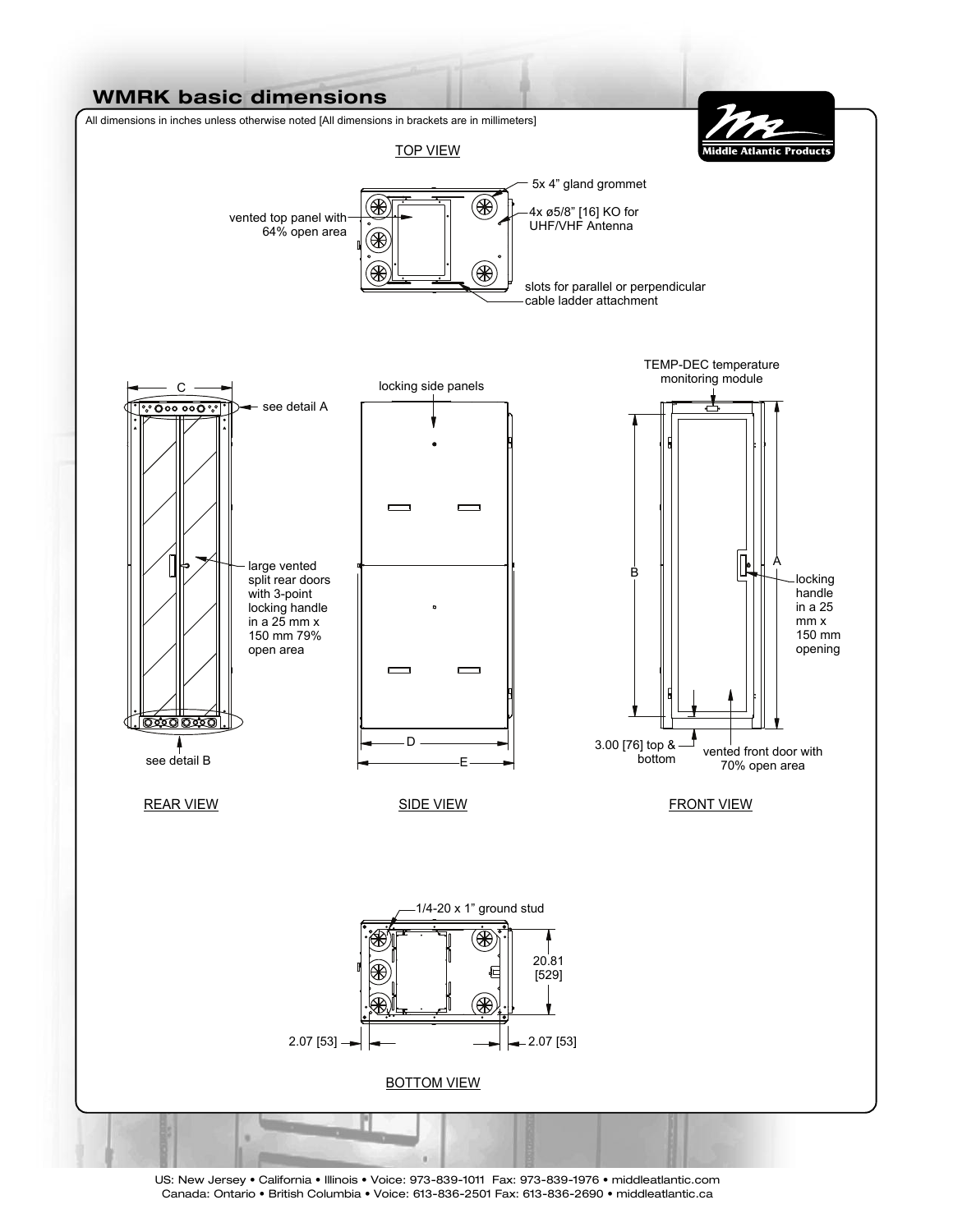## WMRK basic dimensions

All dimensions in inches unless otherwise noted [All dimensions in brackets are in millimeters]

### TOP VIEW

- vented top panel with 64% open area
- 5x 4" gland grommet
- 4x ø5/8" [16] KO for UHF/VHF Antenna
- slots for parallel or perpendicular cable ladder attachment

### REAR VIEW

- C
- see detail A
- large vented split rear doors with 3-point locking handle in a 25 mm x 150 mm 79% open area
- see detail B

### SIDE VIEW

- locking side panels
- D
- E

### FRONT VIEW

- TEMP-DEC temperature monitoring module
- B
- A
- locking handle in a 25 mm x 150 mm opening
- 3.00 [76] top & bottom
- vented front door with 70% open area

### BOTTOM VIEW

- 1/4-20 x 1" ground stud
- 20.81 [529]
- 2.07 [53]
- 2.07 [53]

US: New Jersey • California • Illinois • Voice: 973-839-1011 Fax: 973-839-1976 • middleatlantic.com
Canada: Ontario • British Columbia • Voice: 613-836-2501 Fax: 613-836-2690 • middleatlantic.ca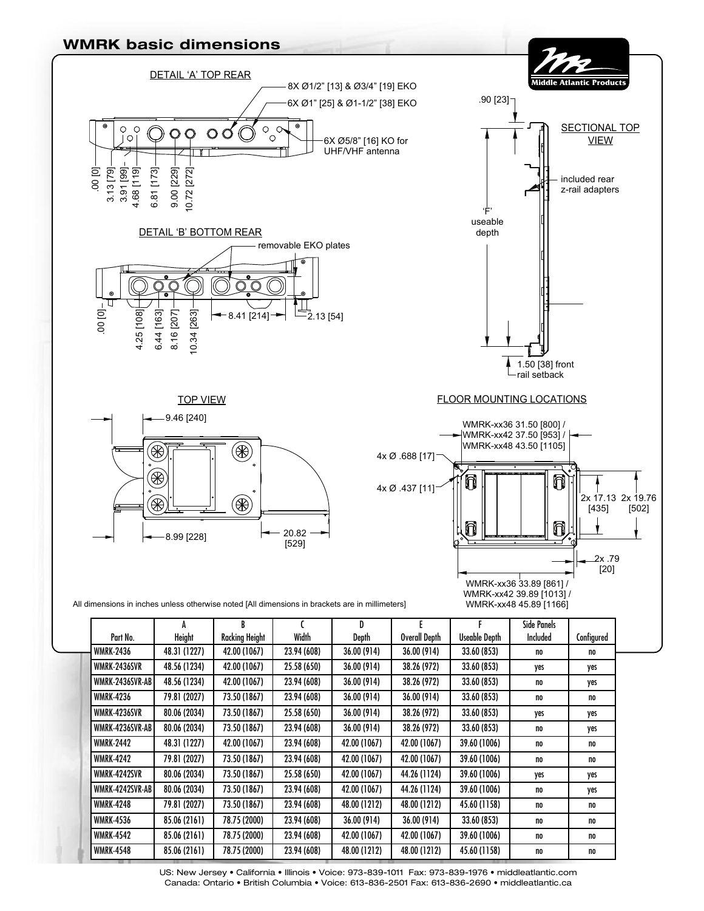## WMRK basic dimensions

Middle Atlantic Products

DETAIL 'A' TOP REAR

8X Ø1/2" [13] & Ø3/4" [19] EKO

6X Ø1" [25] & Ø1-1/2" [38] EKO

6X Ø5/8" [16] KO for UHF/VHF antenna

.00 [0]
3.13 [79]
3.91 [99]
4.68 [119]
6.81 [173]
9.00 [229]
10.72 [272]

DETAIL 'B' BOTTOM REAR

removable EKO plates

.00 [0]
4.25 [108]
6.44 [163]
8.16 [207]
10.34 [263]
8.41 [214]
2.13 [54]

SECTIONAL TOP VIEW

.90 [23]

'F' useable depth

included rear z-rail adapters

1.50 [38] front rail setback

TOP VIEW

9.46 [240]

8.99 [228]

20.82 [529]

FLOOR MOUNTING LOCATIONS

WMRK-xx36 31.50 [800] / WMRK-xx42 37.50 [953] / WMRK-xx48 43.50 [1105]

4x Ø .688 [17]

4x Ø .437 [11]

2x 17.13 [435]

2x 19.76 [502]

2x .79 [20]

WMRK-xx36 33.89 [861] / WMRK-xx42 39.89 [1013] / WMRK-xx48 45.89 [1166]

All dimensions in inches unless otherwise noted [All dimensions in brackets are in millimeters]

| Part No. | A Height | B Racking Height | C Width | D Depth | E Overall Depth | F Useable Depth | Side Panels Included | Configured |
|---|---|---|---|---|---|---|---|---|
| WMRK-2436 | 48.31 (1227) | 42.00 (1067) | 23.94 (608) | 36.00 (914) | 36.00 (914) | 33.60 (853) | no | no |
| WMRK-2436SVR | 48.56 (1234) | 42.00 (1067) | 25.58 (650) | 36.00 (914) | 38.26 (972) | 33.60 (853) | yes | yes |
| WMRK-2436SVR-AB | 48.56 (1234) | 42.00 (1067) | 23.94 (608) | 36.00 (914) | 38.26 (972) | 33.60 (853) | no | yes |
| WMRK-4236 | 79.81 (2027) | 73.50 (1867) | 23.94 (608) | 36.00 (914) | 36.00 (914) | 33.60 (853) | no | no |
| WMRK-4236SVR | 80.06 (2034) | 73.50 (1867) | 25.58 (650) | 36.00 (914) | 38.26 (972) | 33.60 (853) | yes | yes |
| WMRK-4236SVR-AB | 80.06 (2034) | 73.50 (1867) | 23.94 (608) | 36.00 (914) | 38.26 (972) | 33.60 (853) | no | yes |
| WMRK-2442 | 48.31 (1227) | 42.00 (1067) | 23.94 (608) | 42.00 (1067) | 42.00 (1067) | 39.60 (1006) | no | no |
| WMRK-4242 | 79.81 (2027) | 73.50 (1867) | 23.94 (608) | 42.00 (1067) | 42.00 (1067) | 39.60 (1006) | no | no |
| WMRK-4242SVR | 80.06 (2034) | 73.50 (1867) | 25.58 (650) | 42.00 (1067) | 44.26 (1124) | 39.60 (1006) | yes | yes |
| WMRK-4242SVR-AB | 80.06 (2034) | 73.50 (1867) | 23.94 (608) | 42.00 (1067) | 44.26 (1124) | 39.60 (1006) | no | yes |
| WMRK-4248 | 79.81 (2027) | 73.50 (1867) | 23.94 (608) | 48.00 (1212) | 48.00 (1212) | 45.60 (1158) | no | no |
| WMRK-4536 | 85.06 (2161) | 78.75 (2000) | 23.94 (608) | 36.00 (914) | 36.00 (914) | 33.60 (853) | no | no |
| WMRK-4542 | 85.06 (2161) | 78.75 (2000) | 23.94 (608) | 42.00 (1067) | 42.00 (1067) | 39.60 (1006) | no | no |
| WMRK-4548 | 85.06 (2161) | 78.75 (2000) | 23.94 (608) | 48.00 (1212) | 48.00 (1212) | 45.60 (1158) | no | no |

US: New Jersey • California • Illinois • Voice: 973-839-1011 Fax: 973-839-1976 • middleatlantic.com
Canada: Ontario • British Columbia • Voice: 613-836-2501 Fax: 613-836-2690 • middleatlantic.ca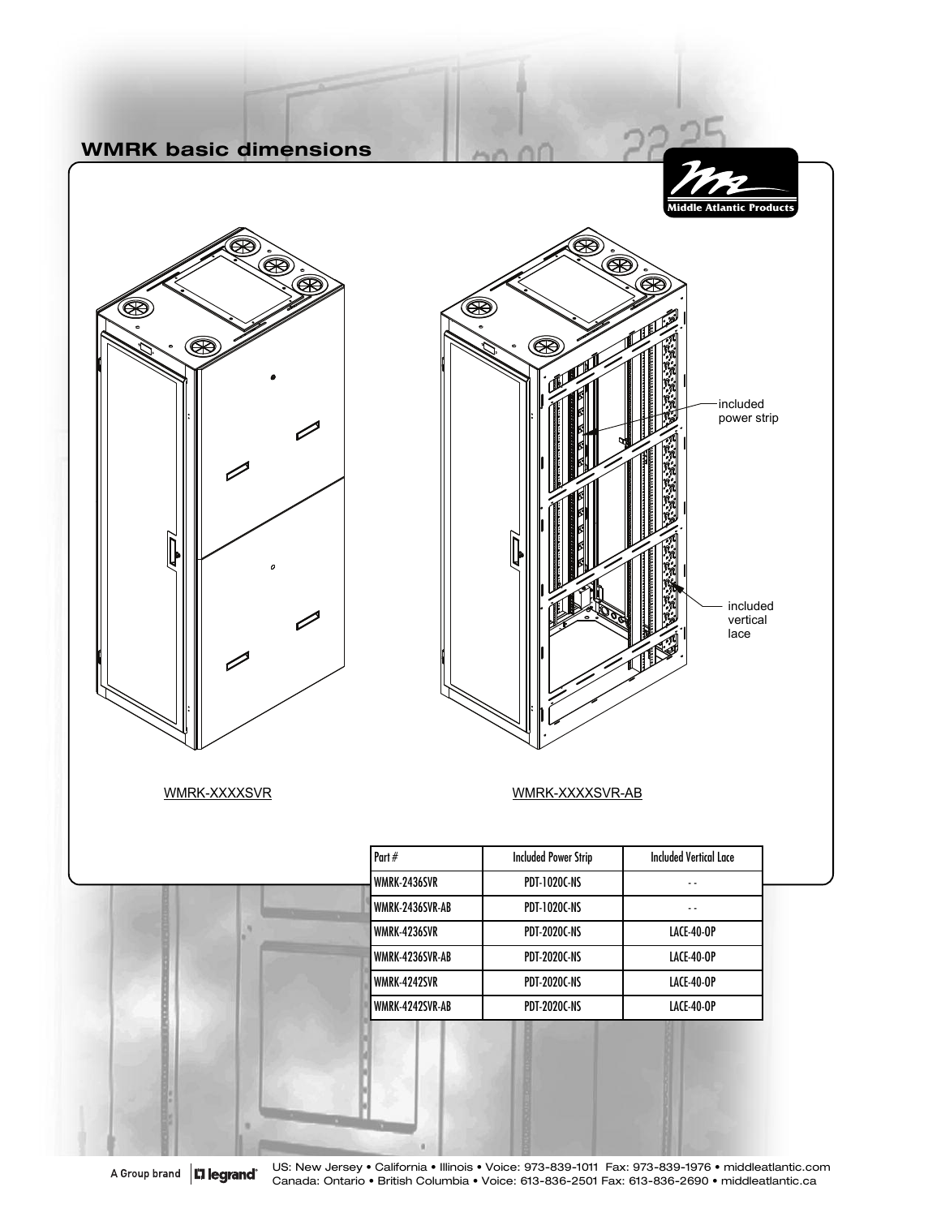## WMRK basic dimensions

Middle Atlantic Products

included power strip

included vertical lace

WMRK-XXXXSVR

WMRK-XXXXSVR-AB

| Part # | Included Power Strip | Included Vertical Lace |
| --- | --- | --- |
| WMRK-2436SVR | PDT-1020C-NS | - - |
| WMRK-2436SVR-AB | PDT-1020C-NS | - - |
| WMRK-4236SVR | PDT-2020C-NS | LACE-40-OP |
| WMRK-4236SVR-AB | PDT-2020C-NS | LACE-40-OP |
| WMRK-4242SVR | PDT-2020C-NS | LACE-40-OP |
| WMRK-4242SVR-AB | PDT-2020C-NS | LACE-40-OP |

A Group brand legrand

US: New Jersey • California • Illinois • Voice: 973-839-1011 Fax: 973-839-1976 • middleatlantic.com
Canada: Ontario • British Columbia • Voice: 613-836-2501 Fax: 613-836-2690 • middleatlantic.ca